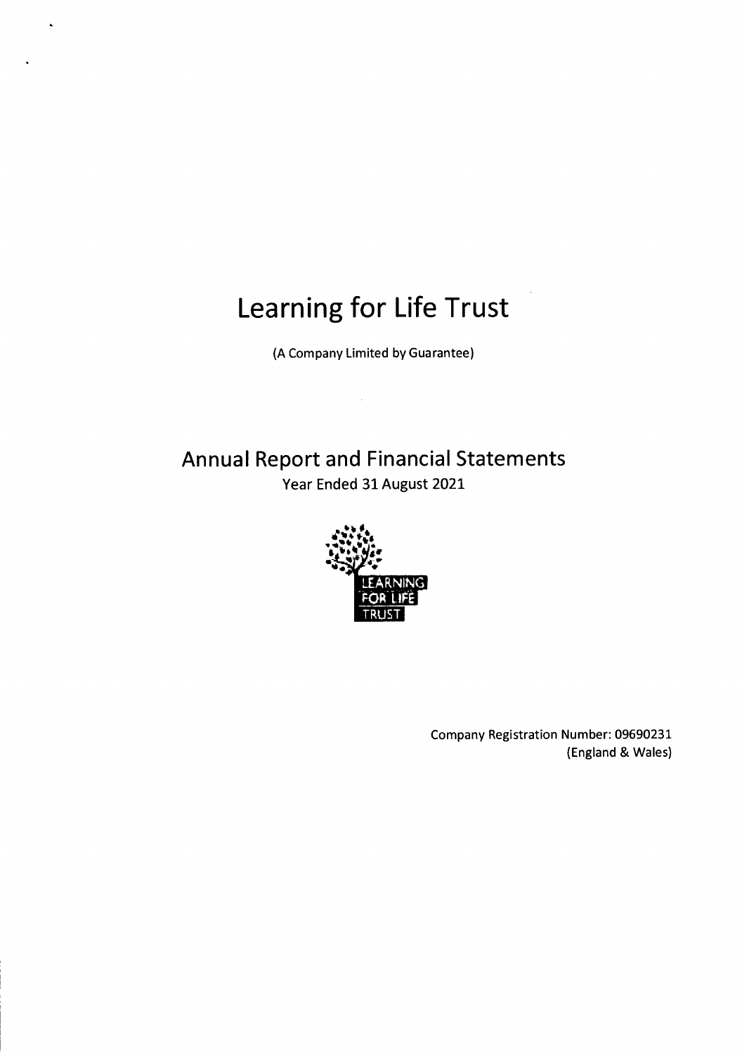# Learning for Life Trust

(A Company Limited by Guarantee)

## Annual Report and Financial Statements

Year Ended 31 August 2021

LEARNING FOR LIFE TRUST

Company Registration Number: 09690231
(England & Wales)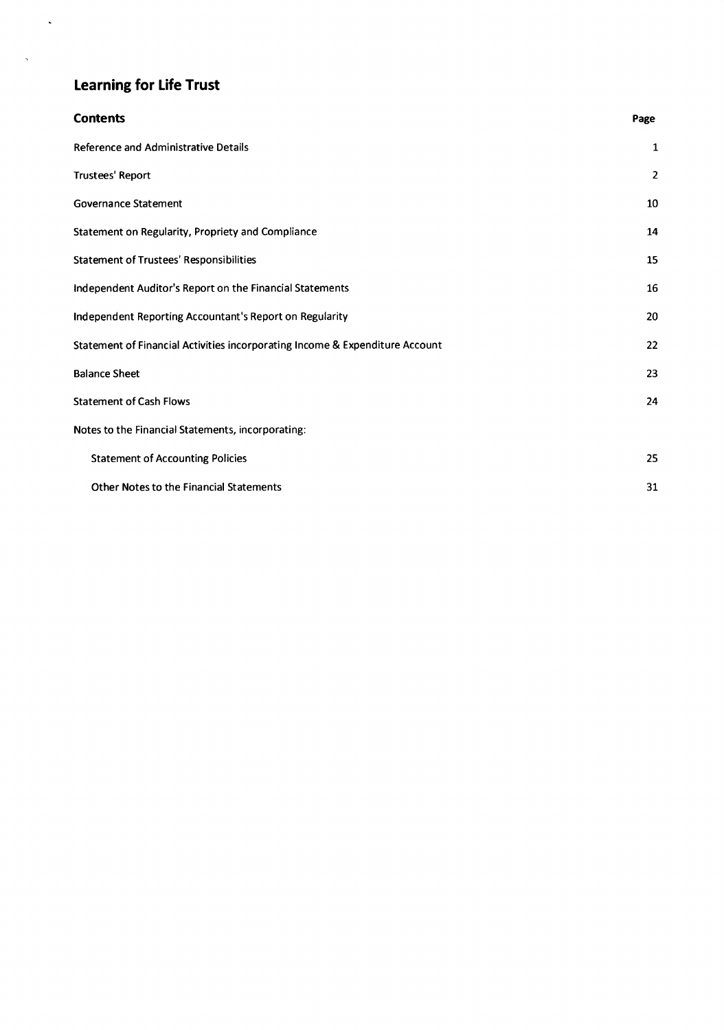# Learning for Life Trust

| **Contents** | **Page** |
| --- | --- |
| Reference and Administrative Details | 1 |
| Trustees' Report | 2 |
| Governance Statement | 10 |
| Statement on Regularity, Propriety and Compliance | 14 |
| Statement of Trustees' Responsibilities | 15 |
| Independent Auditor's Report on the Financial Statements | 16 |
| Independent Reporting Accountant's Report on Regularity | 20 |
| Statement of Financial Activities incorporating Income & Expenditure Account | 22 |
| Balance Sheet | 23 |
| Statement of Cash Flows | 24 |
| Notes to the Financial Statements, incorporating: | |
| Statement of Accounting Policies | 25 |
| Other Notes to the Financial Statements | 31 |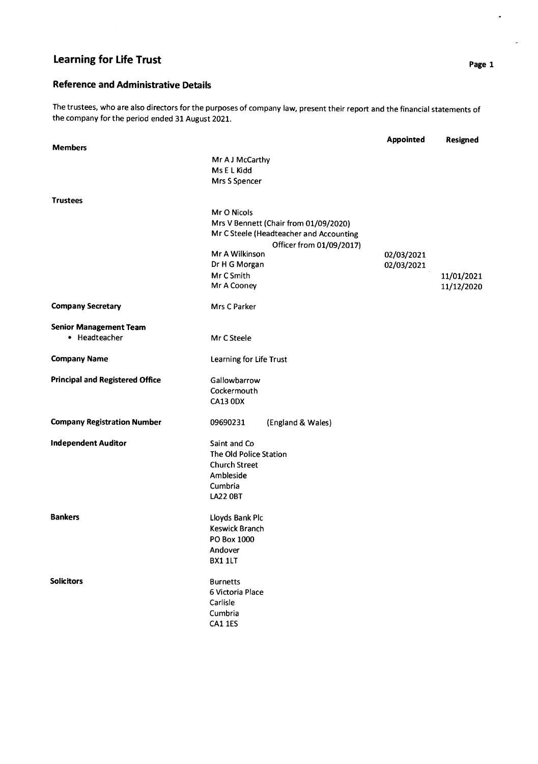# Learning for Life Trust

## Reference and Administrative Details

The trustees, who are also directors for the purposes of company law, present their report and the financial statements of the company for the period ended 31 August 2021.

| | | Appointed | Resigned |
|---|---|---|---|
| **Members** | Mr A J McCarthy | | |
| | Ms E L Kidd | | |
| | Mrs S Spencer | | |
| **Trustees** | Mr O Nicols | | |
| | Mrs V Bennett (Chair from 01/09/2020) | | |
| | Mr C Steele (Headteacher and Accounting Officer from 01/09/2017) | | |
| | Mr A Wilkinson | 02/03/2021 | |
| | Dr H G Morgan | 02/03/2021 | |
| | Mr C Smith | | 11/01/2021 |
| | Mr A Cooney | | 11/12/2020 |
| **Company Secretary** | Mrs C Parker | | |
| **Senior Management Team** | | | |
| • Headteacher | Mr C Steele | | |
| **Company Name** | Learning for Life Trust | | |
| **Principal and Registered Office** | Gallowbarrow<br>Cockermouth<br>CA13 0DX | | |
| **Company Registration Number** | 09690231 (England & Wales) | | |
| **Independent Auditor** | Saint and Co<br>The Old Police Station<br>Church Street<br>Ambleside<br>Cumbria<br>LA22 0BT | | |
| **Bankers** | Lloyds Bank Plc<br>Keswick Branch<br>PO Box 1000<br>Andover<br>BX1 1LT | | |
| **Solicitors** | Burnetts<br>6 Victoria Place<br>Carlisle<br>Cumbria<br>CA1 1ES | | |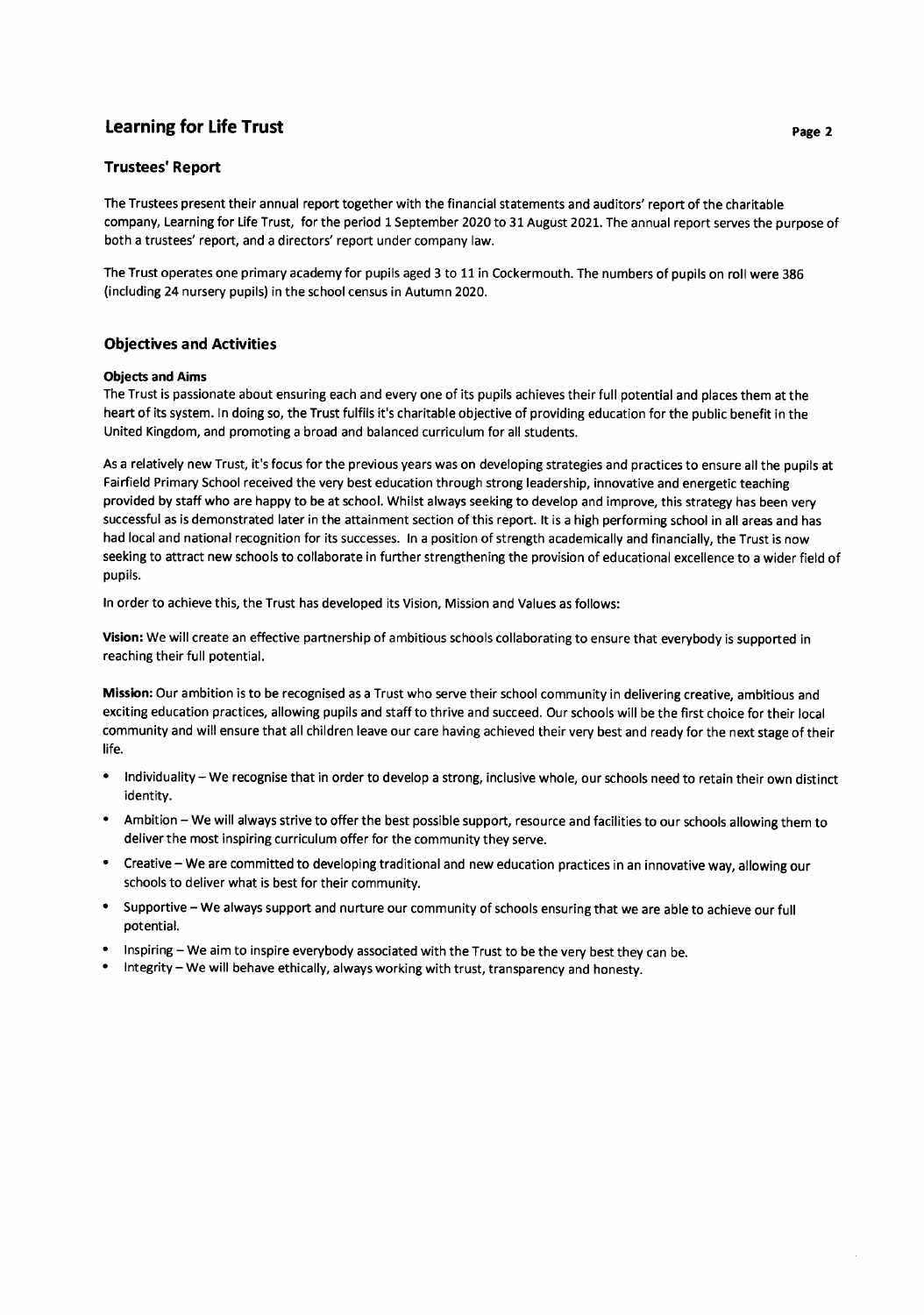# Learning for Life Trust

## Trustees' Report

The Trustees present their annual report together with the financial statements and auditors' report of the charitable company, Learning for Life Trust, for the period 1 September 2020 to 31 August 2021. The annual report serves the purpose of both a trustees' report, and a directors' report under company law.

The Trust operates one primary academy for pupils aged 3 to 11 in Cockermouth. The numbers of pupils on roll were 386 (including 24 nursery pupils) in the school census in Autumn 2020.

## Objectives and Activities

### Objects and Aims

The Trust is passionate about ensuring each and every one of its pupils achieves their full potential and places them at the heart of its system. In doing so, the Trust fulfils it's charitable objective of providing education for the public benefit in the United Kingdom, and promoting a broad and balanced curriculum for all students.

As a relatively new Trust, it's focus for the previous years was on developing strategies and practices to ensure all the pupils at Fairfield Primary School received the very best education through strong leadership, innovative and energetic teaching provided by staff who are happy to be at school. Whilst always seeking to develop and improve, this strategy has been very successful as is demonstrated later in the attainment section of this report. It is a high performing school in all areas and has had local and national recognition for its successes. In a position of strength academically and financially, the Trust is now seeking to attract new schools to collaborate in further strengthening the provision of educational excellence to a wider field of pupils.

In order to achieve this, the Trust has developed its Vision, Mission and Values as follows:

**Vision:** We will create an effective partnership of ambitious schools collaborating to ensure that everybody is supported in reaching their full potential.

**Mission:** Our ambition is to be recognised as a Trust who serve their school community in delivering creative, ambitious and exciting education practices, allowing pupils and staff to thrive and succeed. Our schools will be the first choice for their local community and will ensure that all children leave our care having achieved their very best and ready for the next stage of their life.

- Individuality – We recognise that in order to develop a strong, inclusive whole, our schools need to retain their own distinct identity.
- Ambition – We will always strive to offer the best possible support, resource and facilities to our schools allowing them to deliver the most inspiring curriculum offer for the community they serve.
- Creative – We are committed to developing traditional and new education practices in an innovative way, allowing our schools to deliver what is best for their community.
- Supportive – We always support and nurture our community of schools ensuring that we are able to achieve our full potential.
- Inspiring – We aim to inspire everybody associated with the Trust to be the very best they can be.
- Integrity – We will behave ethically, always working with trust, transparency and honesty.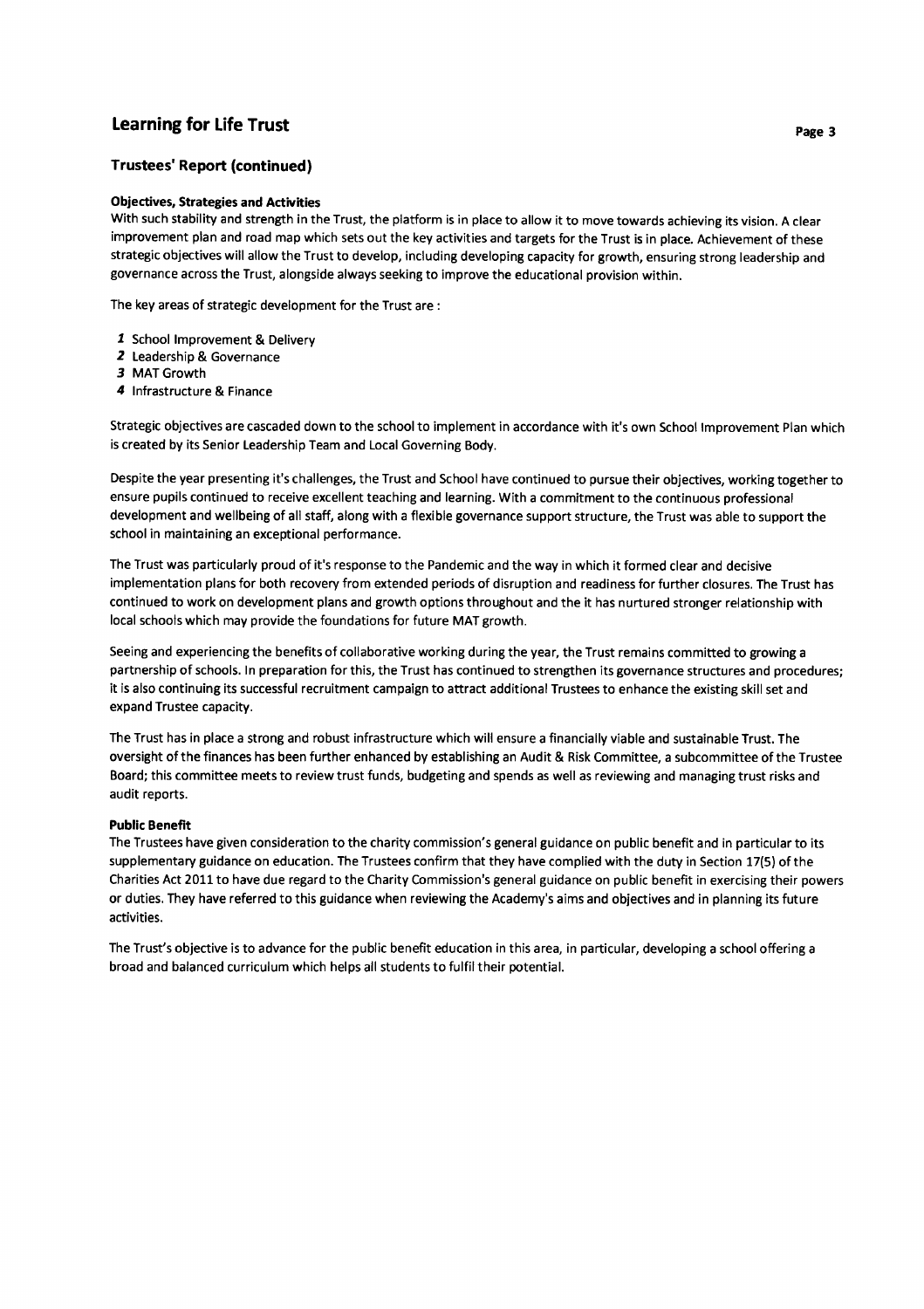## Trustees' Report (continued)

**Objectives, Strategies and Activities**

With such stability and strength in the Trust, the platform is in place to allow it to move towards achieving its vision. A clear improvement plan and road map which sets out the key activities and targets for the Trust is in place. Achievement of these strategic objectives will allow the Trust to develop, including developing capacity for growth, ensuring strong leadership and governance across the Trust, alongside always seeking to improve the educational provision within.

The key areas of strategic development for the Trust are :

1. School Improvement & Delivery
2. Leadership & Governance
3. MAT Growth
4. Infrastructure & Finance

Strategic objectives are cascaded down to the school to implement in accordance with it's own School Improvement Plan which is created by its Senior Leadership Team and Local Governing Body.

Despite the year presenting it's challenges, the Trust and School have continued to pursue their objectives, working together to ensure pupils continued to receive excellent teaching and learning. With a commitment to the continuous professional development and wellbeing of all staff, along with a flexible governance support structure, the Trust was able to support the school in maintaining an exceptional performance.

The Trust was particularly proud of it's response to the Pandemic and the way in which it formed clear and decisive implementation plans for both recovery from extended periods of disruption and readiness for further closures. The Trust has continued to work on development plans and growth options throughout and the it has nurtured stronger relationship with local schools which may provide the foundations for future MAT growth.

Seeing and experiencing the benefits of collaborative working during the year, the Trust remains committed to growing a partnership of schools. In preparation for this, the Trust has continued to strengthen its governance structures and procedures; it is also continuing its successful recruitment campaign to attract additional Trustees to enhance the existing skill set and expand Trustee capacity.

The Trust has in place a strong and robust infrastructure which will ensure a financially viable and sustainable Trust. The oversight of the finances has been further enhanced by establishing an Audit & Risk Committee, a subcommittee of the Trustee Board; this committee meets to review trust funds, budgeting and spends as well as reviewing and managing trust risks and audit reports.

**Public Benefit**

The Trustees have given consideration to the charity commission's general guidance on public benefit and in particular to its supplementary guidance on education. The Trustees confirm that they have complied with the duty in Section 17(5) of the Charities Act 2011 to have due regard to the Charity Commission's general guidance on public benefit in exercising their powers or duties. They have referred to this guidance when reviewing the Academy's aims and objectives and in planning its future activities.

The Trust's objective is to advance for the public benefit education in this area, in particular, developing a school offering a broad and balanced curriculum which helps all students to fulfil their potential.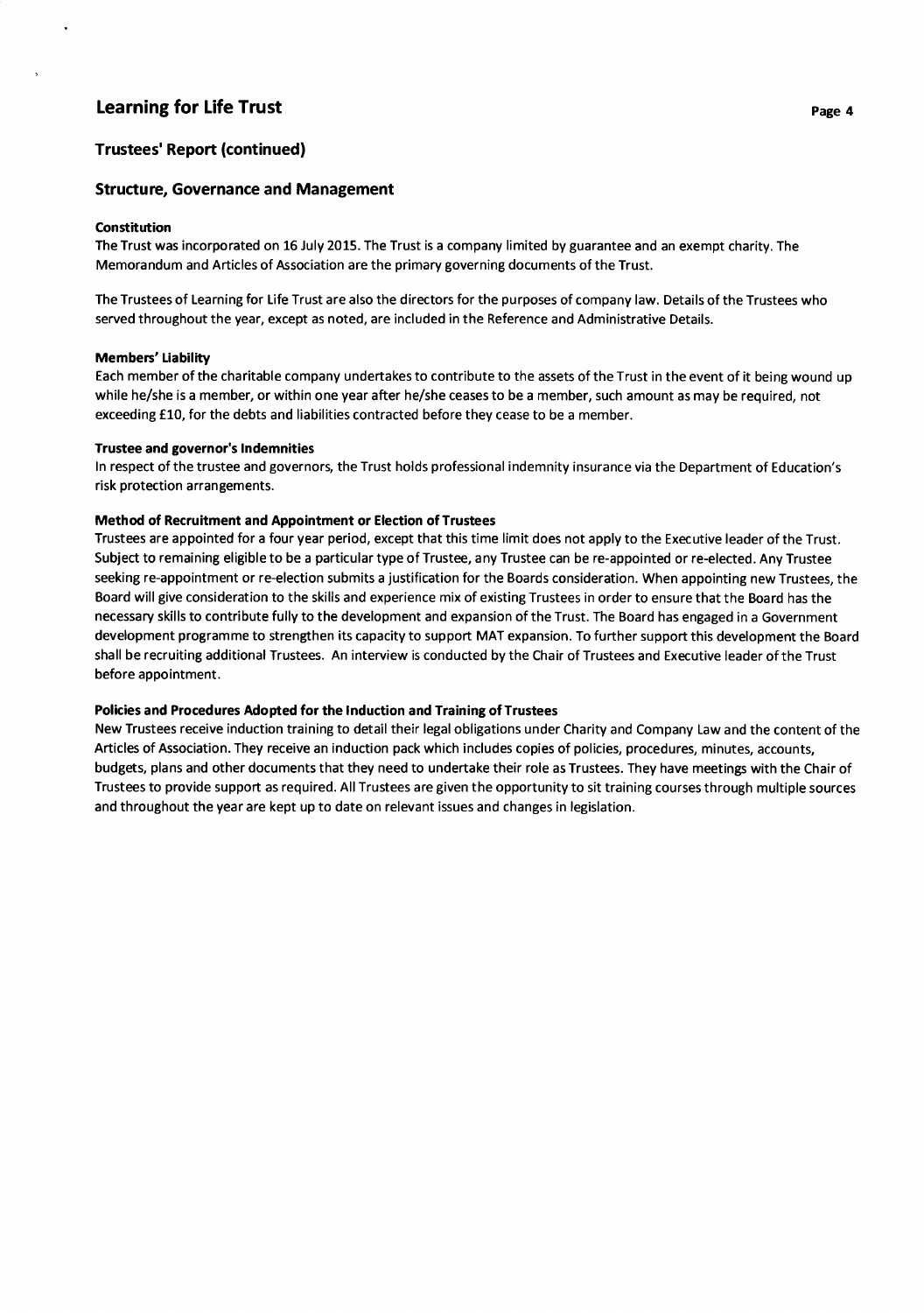## Trustees' Report (continued)

## Structure, Governance and Management

**Constitution**

The Trust was incorporated on 16 July 2015. The Trust is a company limited by guarantee and an exempt charity. The Memorandum and Articles of Association are the primary governing documents of the Trust.

The Trustees of Learning for Life Trust are also the directors for the purposes of company law. Details of the Trustees who served throughout the year, except as noted, are included in the Reference and Administrative Details.

**Members' Liability**

Each member of the charitable company undertakes to contribute to the assets of the Trust in the event of it being wound up while he/she is a member, or within one year after he/she ceases to be a member, such amount as may be required, not exceeding £10, for the debts and liabilities contracted before they cease to be a member.

**Trustee and governor's Indemnities**

In respect of the trustee and governors, the Trust holds professional indemnity insurance via the Department of Education's risk protection arrangements.

**Method of Recruitment and Appointment or Election of Trustees**

Trustees are appointed for a four year period, except that this time limit does not apply to the Executive leader of the Trust. Subject to remaining eligible to be a particular type of Trustee, any Trustee can be re-appointed or re-elected. Any Trustee seeking re-appointment or re-election submits a justification for the Boards consideration. When appointing new Trustees, the Board will give consideration to the skills and experience mix of existing Trustees in order to ensure that the Board has the necessary skills to contribute fully to the development and expansion of the Trust. The Board has engaged in a Government development programme to strengthen its capacity to support MAT expansion. To further support this development the Board shall be recruiting additional Trustees. An interview is conducted by the Chair of Trustees and Executive leader of the Trust before appointment.

**Policies and Procedures Adopted for the Induction and Training of Trustees**

New Trustees receive induction training to detail their legal obligations under Charity and Company Law and the content of the Articles of Association. They receive an induction pack which includes copies of policies, procedures, minutes, accounts, budgets, plans and other documents that they need to undertake their role as Trustees. They have meetings with the Chair of Trustees to provide support as required. All Trustees are given the opportunity to sit training courses through multiple sources and throughout the year are kept up to date on relevant issues and changes in legislation.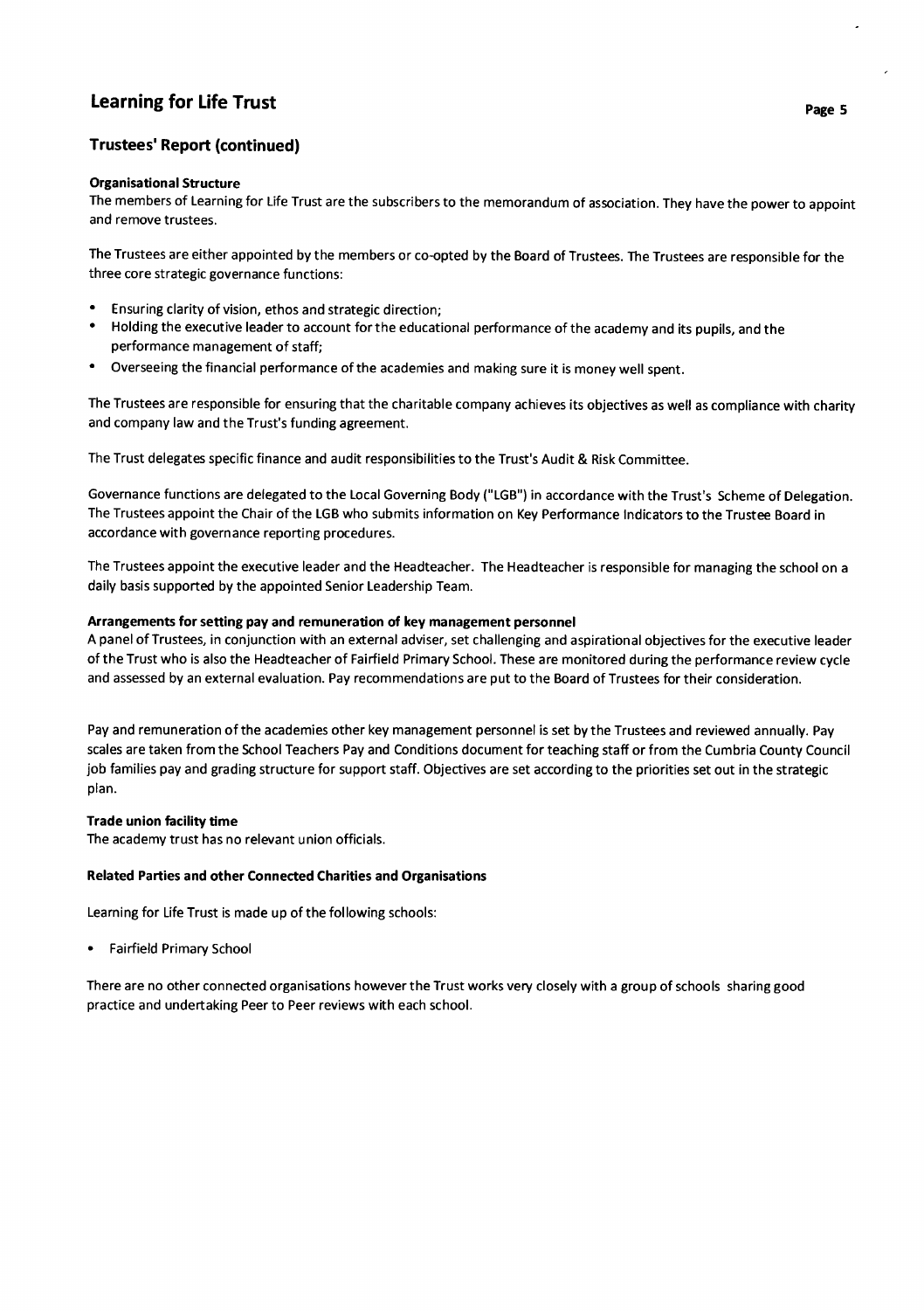## Trustees' Report (continued)

**Organisational Structure**

The members of Learning for Life Trust are the subscribers to the memorandum of association. They have the power to appoint and remove trustees.

The Trustees are either appointed by the members or co-opted by the Board of Trustees. The Trustees are responsible for the three core strategic governance functions:

- Ensuring clarity of vision, ethos and strategic direction;
- Holding the executive leader to account for the educational performance of the academy and its pupils, and the performance management of staff;
- Overseeing the financial performance of the academies and making sure it is money well spent.

The Trustees are responsible for ensuring that the charitable company achieves its objectives as well as compliance with charity and company law and the Trust's funding agreement.

The Trust delegates specific finance and audit responsibilities to the Trust's Audit & Risk Committee.

Governance functions are delegated to the Local Governing Body ("LGB") in accordance with the Trust's Scheme of Delegation. The Trustees appoint the Chair of the LGB who submits information on Key Performance Indicators to the Trustee Board in accordance with governance reporting procedures.

The Trustees appoint the executive leader and the Headteacher. The Headteacher is responsible for managing the school on a daily basis supported by the appointed Senior Leadership Team.

**Arrangements for setting pay and remuneration of key management personnel**

A panel of Trustees, in conjunction with an external adviser, set challenging and aspirational objectives for the executive leader of the Trust who is also the Headteacher of Fairfield Primary School. These are monitored during the performance review cycle and assessed by an external evaluation. Pay recommendations are put to the Board of Trustees for their consideration.

Pay and remuneration of the academies other key management personnel is set by the Trustees and reviewed annually. Pay scales are taken from the School Teachers Pay and Conditions document for teaching staff or from the Cumbria County Council job families pay and grading structure for support staff. Objectives are set according to the priorities set out in the strategic plan.

**Trade union facility time**

The academy trust has no relevant union officials.

**Related Parties and other Connected Charities and Organisations**

Learning for Life Trust is made up of the following schools:

- Fairfield Primary School

There are no other connected organisations however the Trust works very closely with a group of schools sharing good practice and undertaking Peer to Peer reviews with each school.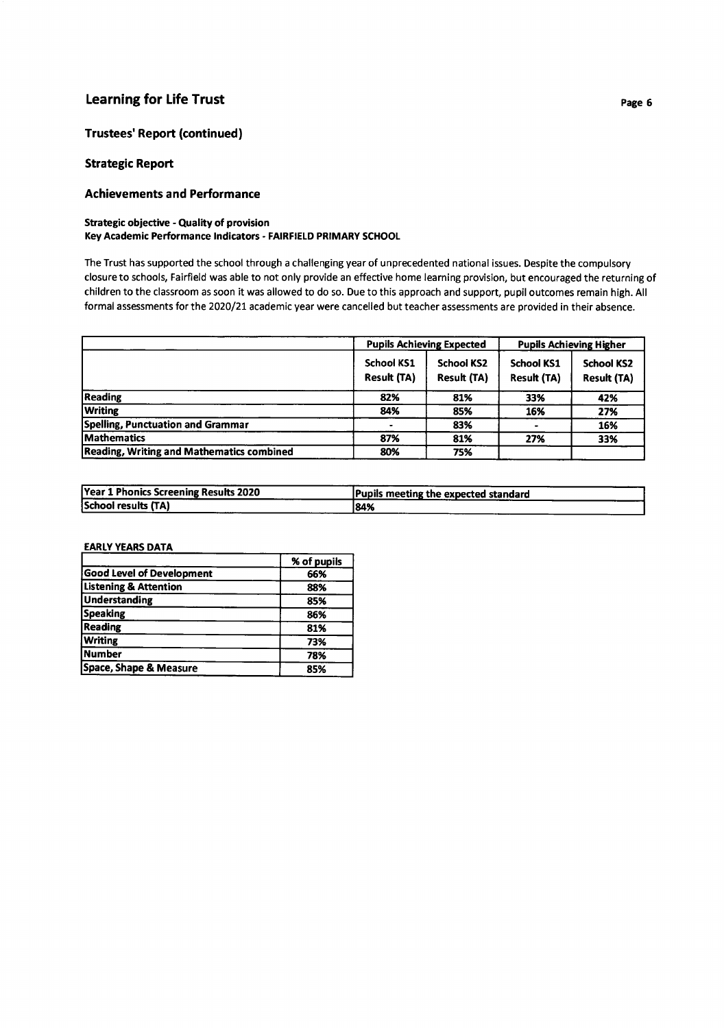## Learning for Life Trust

### Trustees' Report (continued)

### Strategic Report

### Achievements and Performance

**Strategic objective - Quality of provision**
**Key Academic Performance Indicators - FAIRFIELD PRIMARY SCHOOL**

The Trust has supported the school through a challenging year of unprecedented national issues. Despite the compulsory closure to schools, Fairfield was able to not only provide an effective home learning provision, but encouraged the returning of children to the classroom as soon it was allowed to do so. Due to this approach and support, pupil outcomes remain high. All formal assessments for the 2020/21 academic year were cancelled but teacher assessments are provided in their absence.

| | Pupils Achieving Expected | | Pupils Achieving Higher | |
|---|---|---|---|---|
| | School KS1 Result (TA) | School KS2 Result (TA) | School KS1 Result (TA) | School KS2 Result (TA) |
| Reading | 82% | 81% | 33% | 42% |
| Writing | 84% | 85% | 16% | 27% |
| Spelling, Punctuation and Grammar | - | 83% | - | 16% |
| Mathematics | 87% | 81% | 27% | 33% |
| Reading, Writing and Mathematics combined | 80% | 75% | | |

| Year 1 Phonics Screening Results 2020 | Pupils meeting the expected standard |
|---|---|
| School results (TA) | 84% |

**EARLY YEARS DATA**

| | % of pupils |
|---|---|
| Good Level of Development | 66% |
| Listening & Attention | 88% |
| Understanding | 85% |
| Speaking | 86% |
| Reading | 81% |
| Writing | 73% |
| Number | 78% |
| Space, Shape & Measure | 85% |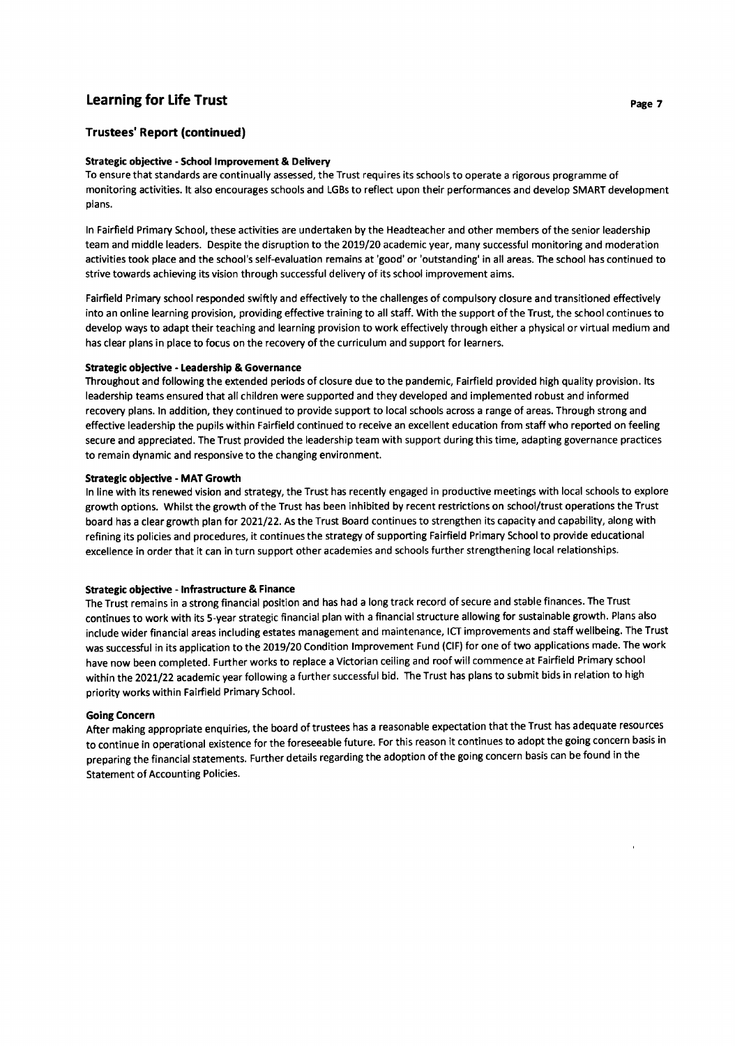## Trustees' Report (continued)

**Strategic objective - School Improvement & Delivery**

To ensure that standards are continually assessed, the Trust requires its schools to operate a rigorous programme of monitoring activities. It also encourages schools and LGBs to reflect upon their performances and develop SMART development plans.

In Fairfield Primary School, these activities are undertaken by the Headteacher and other members of the senior leadership team and middle leaders. Despite the disruption to the 2019/20 academic year, many successful monitoring and moderation activities took place and the school's self-evaluation remains at 'good' or 'outstanding' in all areas. The school has continued to strive towards achieving its vision through successful delivery of its school improvement aims.

Fairfield Primary school responded swiftly and effectively to the challenges of compulsory closure and transitioned effectively into an online learning provision, providing effective training to all staff. With the support of the Trust, the school continues to develop ways to adapt their teaching and learning provision to work effectively through either a physical or virtual medium and has clear plans in place to focus on the recovery of the curriculum and support for learners.

**Strategic objective - Leadership & Governance**

Throughout and following the extended periods of closure due to the pandemic, Fairfield provided high quality provision. Its leadership teams ensured that all children were supported and they developed and implemented robust and informed recovery plans. In addition, they continued to provide support to local schools across a range of areas. Through strong and effective leadership the pupils within Fairfield continued to receive an excellent education from staff who reported on feeling secure and appreciated. The Trust provided the leadership team with support during this time, adapting governance practices to remain dynamic and responsive to the changing environment.

**Strategic objective - MAT Growth**

In line with its renewed vision and strategy, the Trust has recently engaged in productive meetings with local schools to explore growth options. Whilst the growth of the Trust has been inhibited by recent restrictions on school/trust operations the Trust board has a clear growth plan for 2021/22. As the Trust Board continues to strengthen its capacity and capability, along with refining its policies and procedures, it continues the strategy of supporting Fairfield Primary School to provide educational excellence in order that it can in turn support other academies and schools further strengthening local relationships.

**Strategic objective - Infrastructure & Finance**

The Trust remains in a strong financial position and has had a long track record of secure and stable finances. The Trust continues to work with its 5-year strategic financial plan with a financial structure allowing for sustainable growth. Plans also include wider financial areas including estates management and maintenance, ICT improvements and staff wellbeing. The Trust was successful in its application to the 2019/20 Condition Improvement Fund (CIF) for one of two applications made. The work have now been completed. Further works to replace a Victorian ceiling and roof will commence at Fairfield Primary school within the 2021/22 academic year following a further successful bid. The Trust has plans to submit bids in relation to high priority works within Fairfield Primary School.

**Going Concern**

After making appropriate enquiries, the board of trustees has a reasonable expectation that the Trust has adequate resources to continue in operational existence for the foreseeable future. For this reason it continues to adopt the going concern basis in preparing the financial statements. Further details regarding the adoption of the going concern basis can be found in the Statement of Accounting Policies.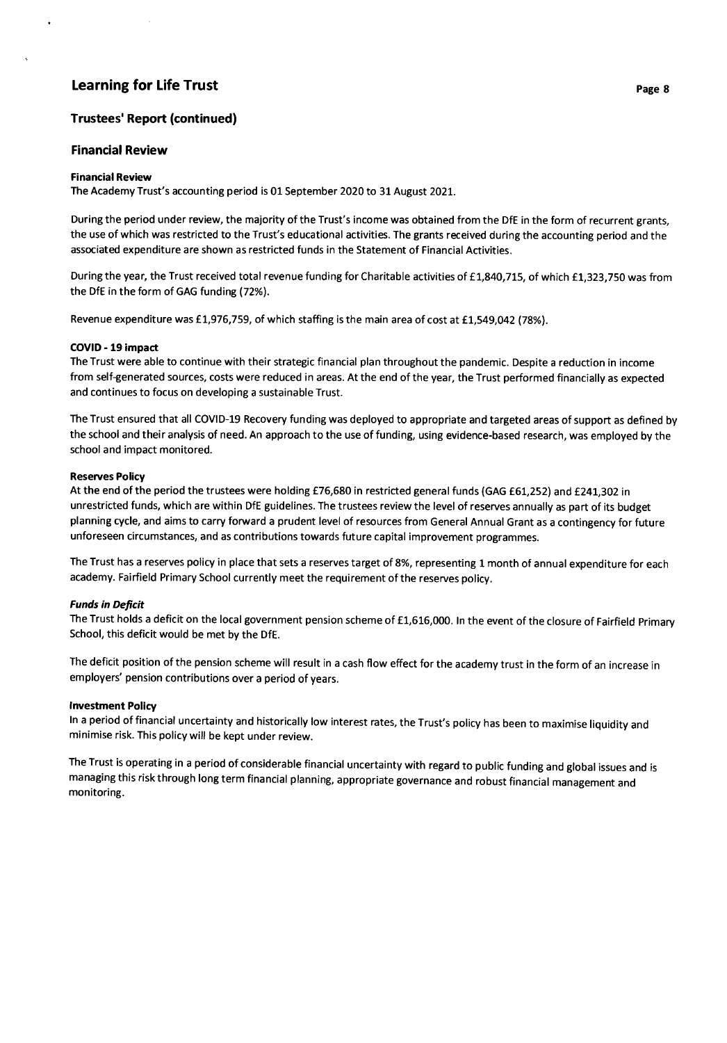## Trustees' Report (continued)

### Financial Review

**Financial Review**

The Academy Trust's accounting period is 01 September 2020 to 31 August 2021.

During the period under review, the majority of the Trust's income was obtained from the DfE in the form of recurrent grants, the use of which was restricted to the Trust's educational activities. The grants received during the accounting period and the associated expenditure are shown as restricted funds in the Statement of Financial Activities.

During the year, the Trust received total revenue funding for Charitable activities of £1,840,715, of which £1,323,750 was from the DfE in the form of GAG funding (72%).

Revenue expenditure was £1,976,759, of which staffing is the main area of cost at £1,549,042 (78%).

**COVID - 19 impact**

The Trust were able to continue with their strategic financial plan throughout the pandemic. Despite a reduction in income from self-generated sources, costs were reduced in areas. At the end of the year, the Trust performed financially as expected and continues to focus on developing a sustainable Trust.

The Trust ensured that all COVID-19 Recovery funding was deployed to appropriate and targeted areas of support as defined by the school and their analysis of need. An approach to the use of funding, using evidence-based research, was employed by the school and impact monitored.

**Reserves Policy**

At the end of the period the trustees were holding £76,680 in restricted general funds (GAG £61,252) and £241,302 in unrestricted funds, which are within DfE guidelines. The trustees review the level of reserves annually as part of its budget planning cycle, and aims to carry forward a prudent level of resources from General Annual Grant as a contingency for future unforeseen circumstances, and as contributions towards future capital improvement programmes.

The Trust has a reserves policy in place that sets a reserves target of 8%, representing 1 month of annual expenditure for each academy. Fairfield Primary School currently meet the requirement of the reserves policy.

***Funds in Deficit***

The Trust holds a deficit on the local government pension scheme of £1,616,000. In the event of the closure of Fairfield Primary School, this deficit would be met by the DfE.

The deficit position of the pension scheme will result in a cash flow effect for the academy trust in the form of an increase in employers' pension contributions over a period of years.

**Investment Policy**

In a period of financial uncertainty and historically low interest rates, the Trust's policy has been to maximise liquidity and minimise risk. This policy will be kept under review.

The Trust is operating in a period of considerable financial uncertainty with regard to public funding and global issues and is managing this risk through long term financial planning, appropriate governance and robust financial management and monitoring.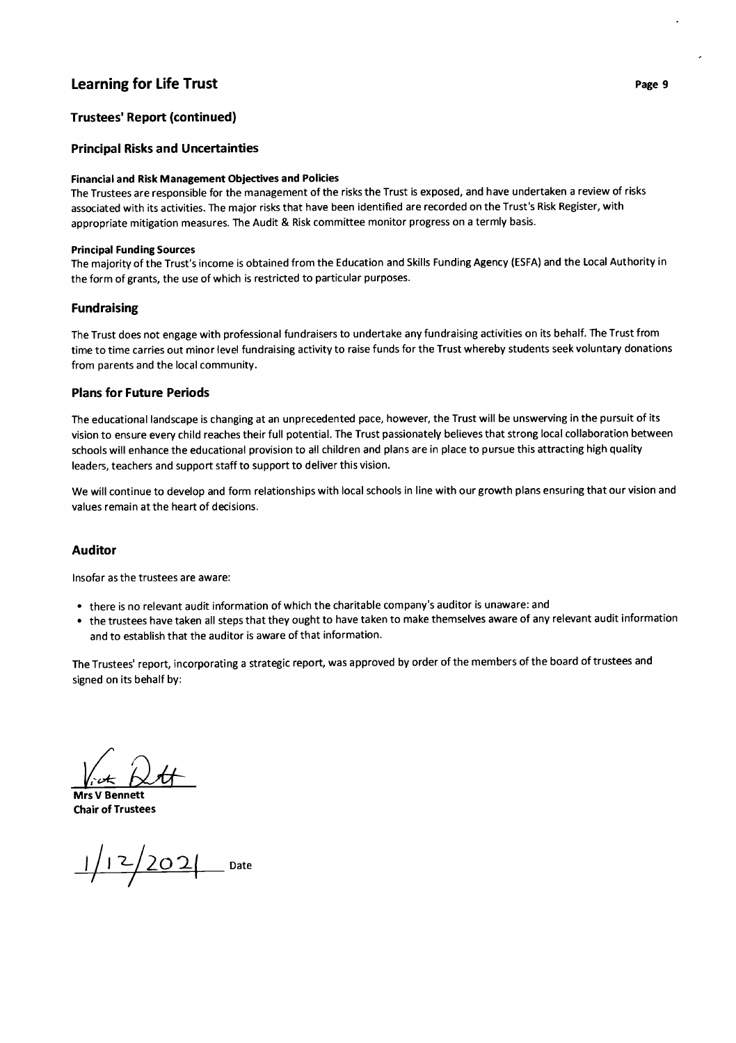## Trustees' Report (continued)

### Principal Risks and Uncertainties

**Financial and Risk Management Objectives and Policies**

The Trustees are responsible for the management of the risks the Trust is exposed, and have undertaken a review of risks associated with its activities. The major risks that have been identified are recorded on the Trust's Risk Register, with appropriate mitigation measures. The Audit & Risk committee monitor progress on a termly basis.

**Principal Funding Sources**

The majority of the Trust's income is obtained from the Education and Skills Funding Agency (ESFA) and the Local Authority in the form of grants, the use of which is restricted to particular purposes.

### Fundraising

The Trust does not engage with professional fundraisers to undertake any fundraising activities on its behalf. The Trust from time to time carries out minor level fundraising activity to raise funds for the Trust whereby students seek voluntary donations from parents and the local community.

### Plans for Future Periods

The educational landscape is changing at an unprecedented pace, however, the Trust will be unswerving in the pursuit of its vision to ensure every child reaches their full potential. The Trust passionately believes that strong local collaboration between schools will enhance the educational provision to all children and plans are in place to pursue this attracting high quality leaders, teachers and support staff to support to deliver this vision.

We will continue to develop and form relationships with local schools in line with our growth plans ensuring that our vision and values remain at the heart of decisions.

### Auditor

Insofar as the trustees are aware:

- there is no relevant audit information of which the charitable company's auditor is unaware: and
- the trustees have taken all steps that they ought to have taken to make themselves aware of any relevant audit information and to establish that the auditor is aware of that information.

The Trustees' report, incorporating a strategic report, was approved by order of the members of the board of trustees and signed on its behalf by:

**Mrs V Bennett**
**Chair of Trustees**

1/12/2021 Date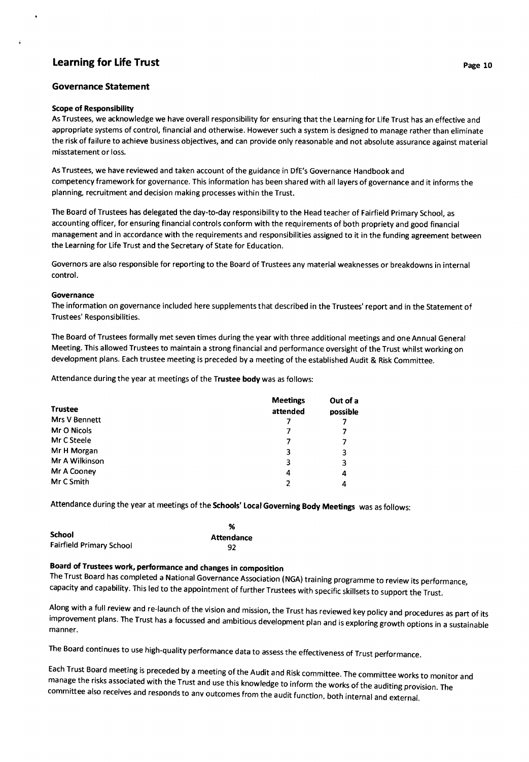# Learning for Life Trust

## Governance Statement

**Scope of Responsibility**

As Trustees, we acknowledge we have overall responsibility for ensuring that the Learning for Life Trust has an effective and appropriate systems of control, financial and otherwise. However such a system is designed to manage rather than eliminate the risk of failure to achieve business objectives, and can provide only reasonable and not absolute assurance against material misstatement or loss.

As Trustees, we have reviewed and taken account of the guidance in DfE's Governance Handbook and competency framework for governance. This information has been shared with all layers of governance and it informs the planning, recruitment and decision making processes within the Trust.

The Board of Trustees has delegated the day-to-day responsibility to the Head teacher of Fairfield Primary School, as accounting officer, for ensuring financial controls conform with the requirements of both propriety and good financial management and in accordance with the requirements and responsibilities assigned to it in the funding agreement between the Learning for Life Trust and the Secretary of State for Education.

Governors are also responsible for reporting to the Board of Trustees any material weaknesses or breakdowns in internal control.

**Governance**

The information on governance included here supplements that described in the Trustees' report and in the Statement of Trustees' Responsibilities.

The Board of Trustees formally met seven times during the year with three additional meetings and one Annual General Meeting. This allowed Trustees to maintain a strong financial and performance oversight of the Trust whilst working on development plans. Each trustee meeting is preceded by a meeting of the established Audit & Risk Committee.

Attendance during the year at meetings of the **Trustee body** was as follows:

| Trustee | Meetings attended | Out of a possible |
|---|---|---|
| Mrs V Bennett | 7 | 7 |
| Mr O Nicols | 7 | 7 |
| Mr C Steele | 7 | 7 |
| Mr H Morgan | 3 | 3 |
| Mr A Wilkinson | 3 | 3 |
| Mr A Cooney | 4 | 4 |
| Mr C Smith | 2 | 4 |

Attendance during the year at meetings of the **Schools' Local Governing Body Meetings** was as follows:

| School | % Attendance |
|---|---|
| Fairfield Primary School | 92 |

**Board of Trustees work, performance and changes in composition**

The Trust Board has completed a National Governance Association (NGA) training programme to review its performance, capacity and capability. This led to the appointment of further Trustees with specific skillsets to support the Trust.

Along with a full review and re-launch of the vision and mission, the Trust has reviewed key policy and procedures as part of its improvement plans. The Trust has a focussed and ambitious development plan and is exploring growth options in a sustainable manner.

The Board continues to use high-quality performance data to assess the effectiveness of Trust performance.

Each Trust Board meeting is preceded by a meeting of the Audit and Risk committee. The committee works to monitor and manage the risks associated with the Trust and use this knowledge to inform the works of the auditing provision. The committee also receives and responds to any outcomes from the audit function, both internal and external.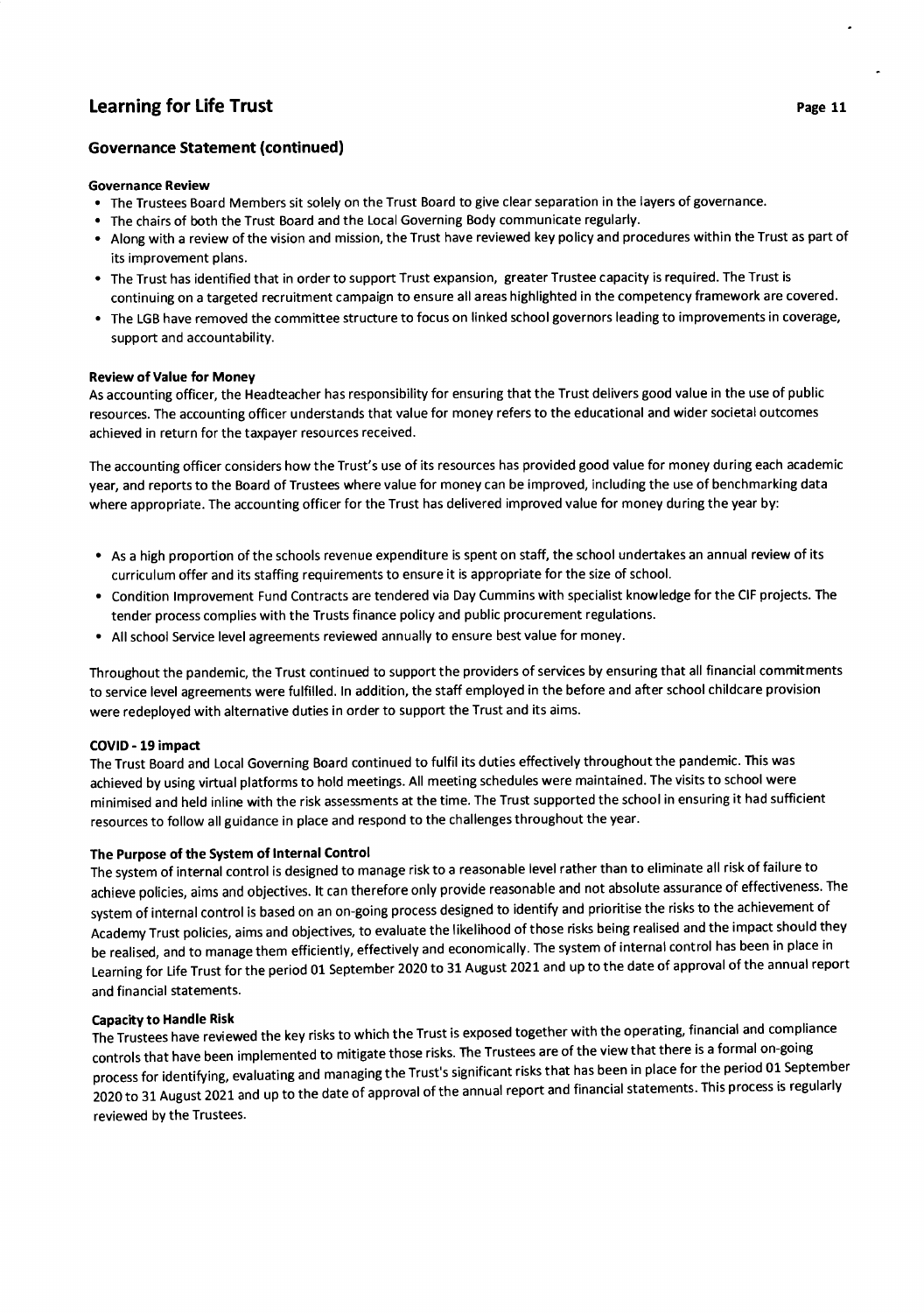## Governance Statement (continued)

**Governance Review**

- The Trustees Board Members sit solely on the Trust Board to give clear separation in the layers of governance.
- The chairs of both the Trust Board and the Local Governing Body communicate regularly.
- Along with a review of the vision and mission, the Trust have reviewed key policy and procedures within the Trust as part of its improvement plans.
- The Trust has identified that in order to support Trust expansion, greater Trustee capacity is required. The Trust is continuing on a targeted recruitment campaign to ensure all areas highlighted in the competency framework are covered.
- The LGB have removed the committee structure to focus on linked school governors leading to improvements in coverage, support and accountability.

**Review of Value for Money**

As accounting officer, the Headteacher has responsibility for ensuring that the Trust delivers good value in the use of public resources. The accounting officer understands that value for money refers to the educational and wider societal outcomes achieved in return for the taxpayer resources received.

The accounting officer considers how the Trust's use of its resources has provided good value for money during each academic year, and reports to the Board of Trustees where value for money can be improved, including the use of benchmarking data where appropriate. The accounting officer for the Trust has delivered improved value for money during the year by:

- As a high proportion of the schools revenue expenditure is spent on staff, the school undertakes an annual review of its curriculum offer and its staffing requirements to ensure it is appropriate for the size of school.
- Condition Improvement Fund Contracts are tendered via Day Cummins with specialist knowledge for the CIF projects. The tender process complies with the Trusts finance policy and public procurement regulations.
- All school Service level agreements reviewed annually to ensure best value for money.

Throughout the pandemic, the Trust continued to support the providers of services by ensuring that all financial commitments to service level agreements were fulfilled. In addition, the staff employed in the before and after school childcare provision were redeployed with alternative duties in order to support the Trust and its aims.

**COVID - 19 impact**

The Trust Board and Local Governing Board continued to fulfil its duties effectively throughout the pandemic. This was achieved by using virtual platforms to hold meetings. All meeting schedules were maintained. The visits to school were minimised and held inline with the risk assessments at the time. The Trust supported the school in ensuring it had sufficient resources to follow all guidance in place and respond to the challenges throughout the year.

**The Purpose of the System of Internal Control**

The system of internal control is designed to manage risk to a reasonable level rather than to eliminate all risk of failure to achieve policies, aims and objectives. It can therefore only provide reasonable and not absolute assurance of effectiveness. The system of internal control is based on an on-going process designed to identify and prioritise the risks to the achievement of Academy Trust policies, aims and objectives, to evaluate the likelihood of those risks being realised and the impact should they be realised, and to manage them efficiently, effectively and economically. The system of internal control has been in place in Learning for Life Trust for the period 01 September 2020 to 31 August 2021 and up to the date of approval of the annual report and financial statements.

**Capacity to Handle Risk**

The Trustees have reviewed the key risks to which the Trust is exposed together with the operating, financial and compliance controls that have been implemented to mitigate those risks. The Trustees are of the view that there is a formal on-going process for identifying, evaluating and managing the Trust's significant risks that has been in place for the period 01 September 2020 to 31 August 2021 and up to the date of approval of the annual report and financial statements. This process is regularly reviewed by the Trustees.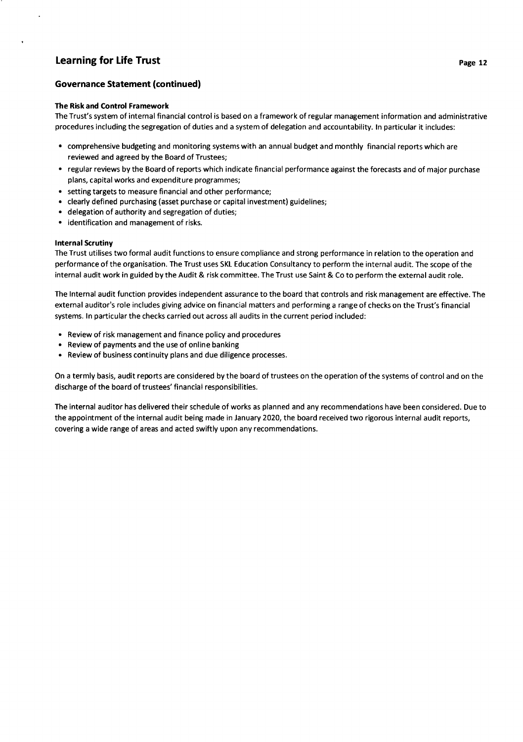## Governance Statement (continued)

**The Risk and Control Framework**

The Trust's system of internal financial control is based on a framework of regular management information and administrative procedures including the segregation of duties and a system of delegation and accountability. In particular it includes:

- comprehensive budgeting and monitoring systems with an annual budget and monthly financial reports which are reviewed and agreed by the Board of Trustees;
- regular reviews by the Board of reports which indicate financial performance against the forecasts and of major purchase plans, capital works and expenditure programmes;
- setting targets to measure financial and other performance;
- clearly defined purchasing (asset purchase or capital investment) guidelines;
- delegation of authority and segregation of duties;
- identification and management of risks.

**Internal Scrutiny**

The Trust utilises two formal audit functions to ensure compliance and strong performance in relation to the operation and performance of the organisation. The Trust uses SKL Education Consultancy to perform the internal audit. The scope of the internal audit work in guided by the Audit & risk committee. The Trust use Saint & Co to perform the external audit role.

The Internal audit function provides independent assurance to the board that controls and risk management are effective. The external auditor's role includes giving advice on financial matters and performing a range of checks on the Trust's financial systems. In particular the checks carried out across all audits in the current period included:

- Review of risk management and finance policy and procedures
- Review of payments and the use of online banking
- Review of business continuity plans and due diligence processes.

On a termly basis, audit reports are considered by the board of trustees on the operation of the systems of control and on the discharge of the board of trustees' financial responsibilities.

The internal auditor has delivered their schedule of works as planned and any recommendations have been considered. Due to the appointment of the internal audit being made in January 2020, the board received two rigorous internal audit reports, covering a wide range of areas and acted swiftly upon any recommendations.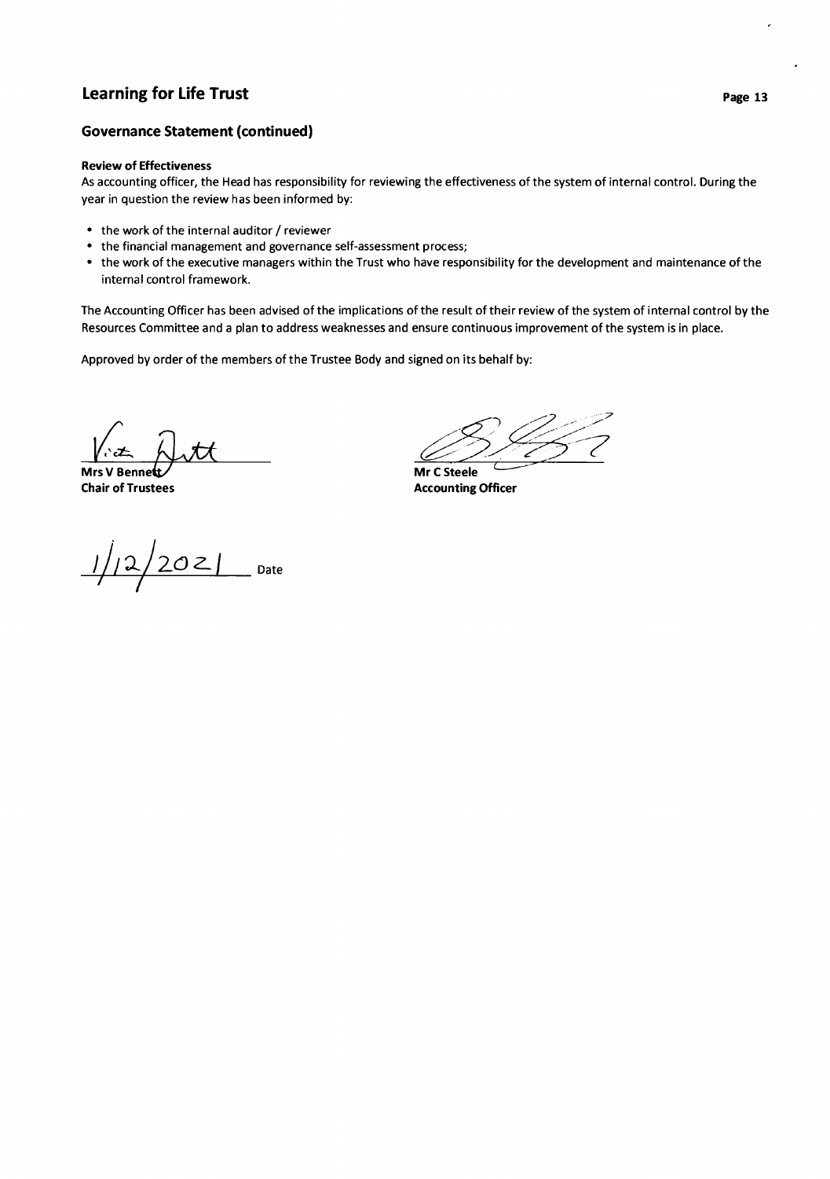## Governance Statement (continued)

**Review of Effectiveness**

As accounting officer, the Head has responsibility for reviewing the effectiveness of the system of internal control. During the year in question the review has been informed by:

- the work of the internal auditor / reviewer
- the financial management and governance self-assessment process;
- the work of the executive managers within the Trust who have responsibility for the development and maintenance of the internal control framework.

The Accounting Officer has been advised of the implications of the result of their review of the system of internal control by the Resources Committee and a plan to address weaknesses and ensure continuous improvement of the system is in place.

Approved by order of the members of the Trustee Body and signed on its behalf by:

**Mrs V Bennett**
**Chair of Trustees**

**Mr C Steele**
**Accounting Officer**

1/12/2021 Date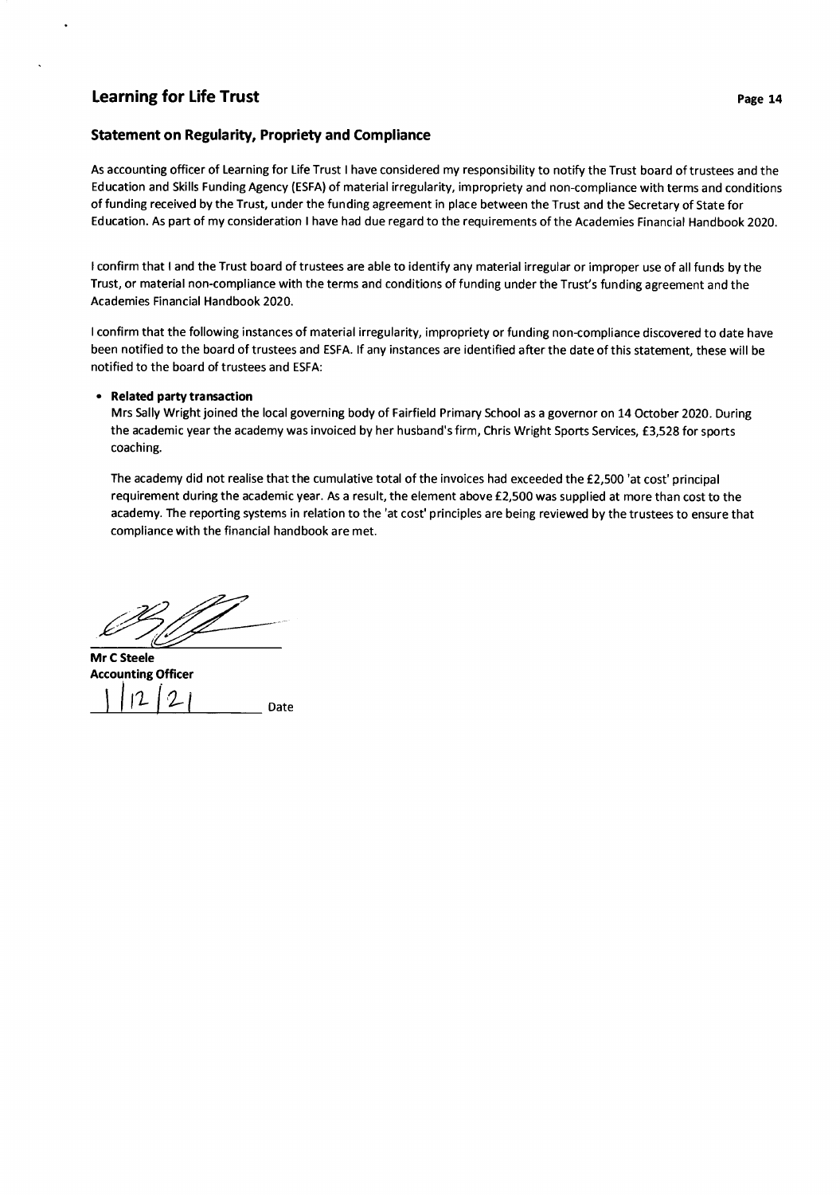# Learning for Life Trust

## Statement on Regularity, Propriety and Compliance

As accounting officer of Learning for Life Trust I have considered my responsibility to notify the Trust board of trustees and the Education and Skills Funding Agency (ESFA) of material irregularity, impropriety and non-compliance with terms and conditions of funding received by the Trust, under the funding agreement in place between the Trust and the Secretary of State for Education. As part of my consideration I have had due regard to the requirements of the Academies Financial Handbook 2020.

I confirm that I and the Trust board of trustees are able to identify any material irregular or improper use of all funds by the Trust, or material non-compliance with the terms and conditions of funding under the Trust's funding agreement and the Academies Financial Handbook 2020.

I confirm that the following instances of material irregularity, impropriety or funding non-compliance discovered to date have been notified to the board of trustees and ESFA. If any instances are identified after the date of this statement, these will be notified to the board of trustees and ESFA:

- **Related party transaction**

  Mrs Sally Wright joined the local governing body of Fairfield Primary School as a governor on 14 October 2020. During the academic year the academy was invoiced by her husband's firm, Chris Wright Sports Services, £3,528 for sports coaching.

  The academy did not realise that the cumulative total of the invoices had exceeded the £2,500 'at cost' principal requirement during the academic year. As a result, the element above £2,500 was supplied at more than cost to the academy. The reporting systems in relation to the 'at cost' principles are being reviewed by the trustees to ensure that compliance with the financial handbook are met.

**Mr C Steele**
**Accounting Officer**

1/12/21 Date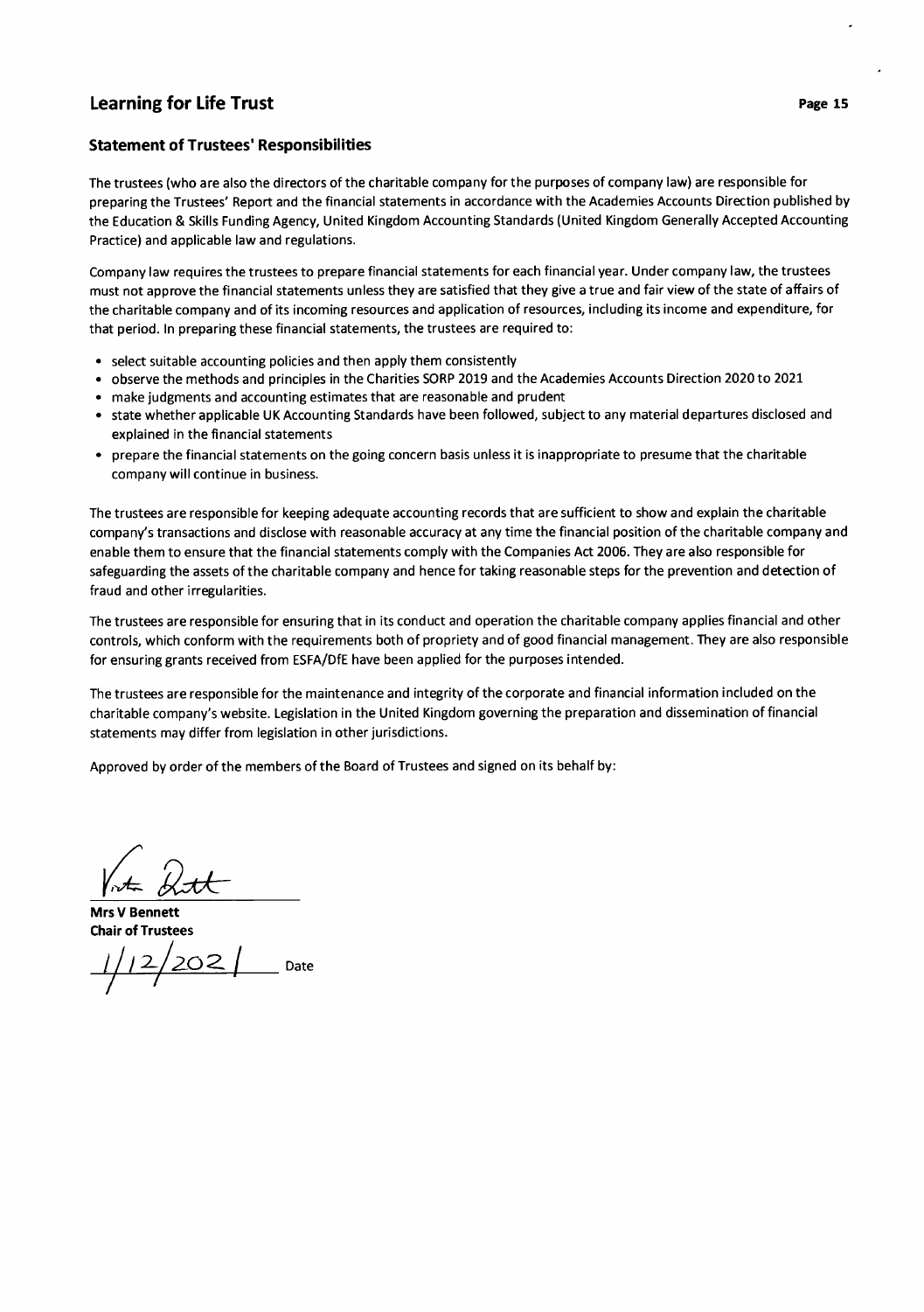## Statement of Trustees' Responsibilities

The trustees (who are also the directors of the charitable company for the purposes of company law) are responsible for preparing the Trustees' Report and the financial statements in accordance with the Academies Accounts Direction published by the Education & Skills Funding Agency, United Kingdom Accounting Standards (United Kingdom Generally Accepted Accounting Practice) and applicable law and regulations.

Company law requires the trustees to prepare financial statements for each financial year. Under company law, the trustees must not approve the financial statements unless they are satisfied that they give a true and fair view of the state of affairs of the charitable company and of its incoming resources and application of resources, including its income and expenditure, for that period. In preparing these financial statements, the trustees are required to:

- select suitable accounting policies and then apply them consistently
- observe the methods and principles in the Charities SORP 2019 and the Academies Accounts Direction 2020 to 2021
- make judgments and accounting estimates that are reasonable and prudent
- state whether applicable UK Accounting Standards have been followed, subject to any material departures disclosed and explained in the financial statements
- prepare the financial statements on the going concern basis unless it is inappropriate to presume that the charitable company will continue in business.

The trustees are responsible for keeping adequate accounting records that are sufficient to show and explain the charitable company's transactions and disclose with reasonable accuracy at any time the financial position of the charitable company and enable them to ensure that the financial statements comply with the Companies Act 2006. They are also responsible for safeguarding the assets of the charitable company and hence for taking reasonable steps for the prevention and detection of fraud and other irregularities.

The trustees are responsible for ensuring that in its conduct and operation the charitable company applies financial and other controls, which conform with the requirements both of propriety and of good financial management. They are also responsible for ensuring grants received from ESFA/DfE have been applied for the purposes intended.

The trustees are responsible for the maintenance and integrity of the corporate and financial information included on the charitable company's website. Legislation in the United Kingdom governing the preparation and dissemination of financial statements may differ from legislation in other jurisdictions.

Approved by order of the members of the Board of Trustees and signed on its behalf by:

**Mrs V Bennett**
**Chair of Trustees**

1/12/2021 Date